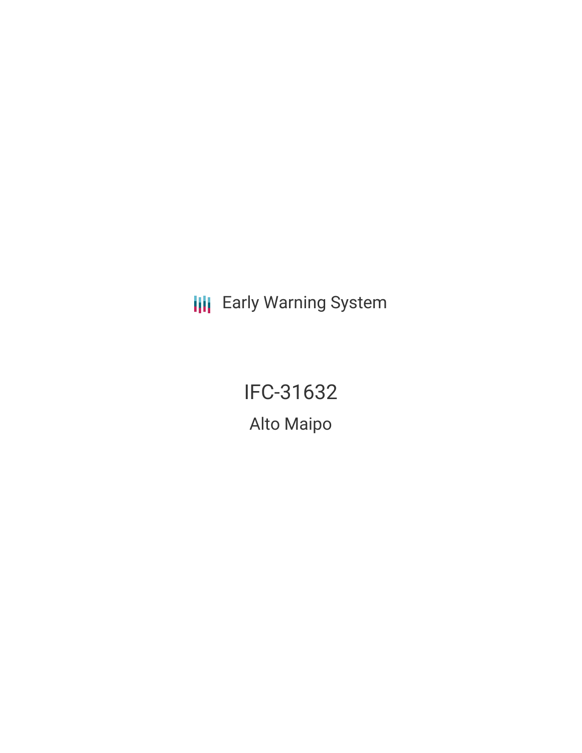Early Warning System

# IFC-31632

## Alto Maipo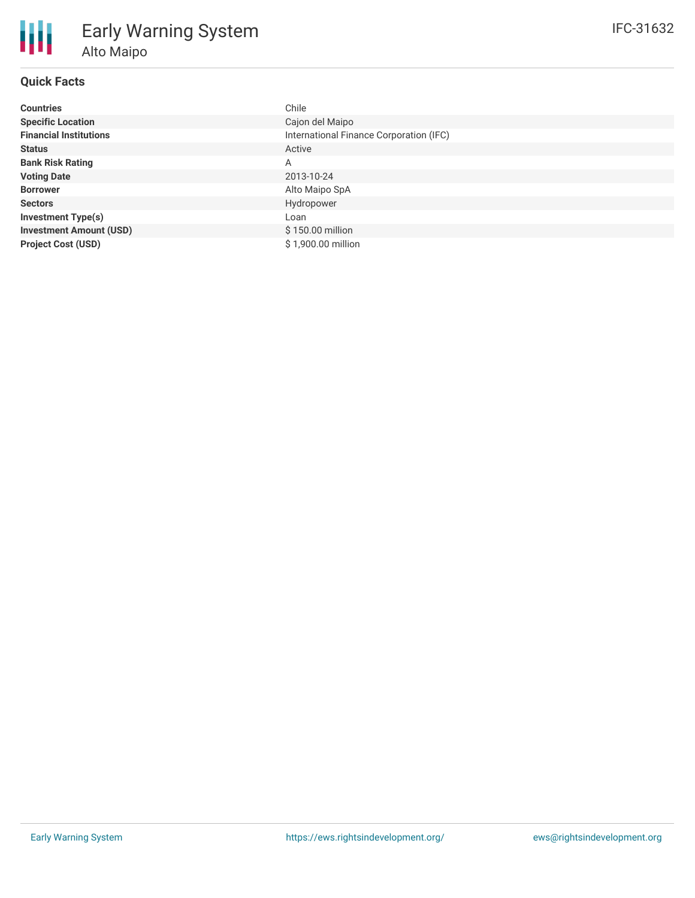# Early Warning System

## Alto Maipo

IFC-31632

### Quick Facts

| | |
|---|---|
| **Countries** | Chile |
| **Specific Location** | Cajon del Maipo |
| **Financial Institutions** | International Finance Corporation (IFC) |
| **Status** | Active |
| **Bank Risk Rating** | A |
| **Voting Date** | 2013-10-24 |
| **Borrower** | Alto Maipo SpA |
| **Sectors** | Hydropower |
| **Investment Type(s)** | Loan |
| **Investment Amount (USD)** | $ 150.00 million |
| **Project Cost (USD)** | $ 1,900.00 million |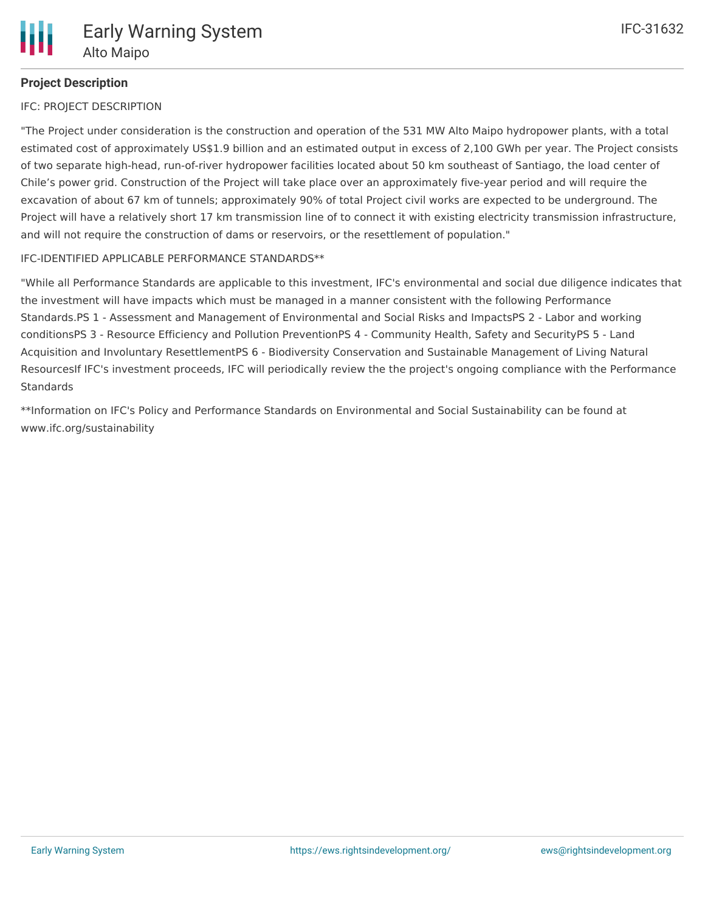**Project Description**

IFC: PROJECT DESCRIPTION

"The Project under consideration is the construction and operation of the 531 MW Alto Maipo hydropower plants, with a total estimated cost of approximately US$1.9 billion and an estimated output in excess of 2,100 GWh per year. The Project consists of two separate high-head, run-of-river hydropower facilities located about 50 km southeast of Santiago, the load center of Chile's power grid. Construction of the Project will take place over an approximately five-year period and will require the excavation of about 67 km of tunnels; approximately 90% of total Project civil works are expected to be underground. The Project will have a relatively short 17 km transmission line of to connect it with existing electricity transmission infrastructure, and will not require the construction of dams or reservoirs, or the resettlement of population."

IFC-IDENTIFIED APPLICABLE PERFORMANCE STANDARDS**

"While all Performance Standards are applicable to this investment, IFC's environmental and social due diligence indicates that the investment will have impacts which must be managed in a manner consistent with the following Performance Standards.PS 1 - Assessment and Management of Environmental and Social Risks and ImpactsPS 2 - Labor and working conditionsPS 3 - Resource Efficiency and Pollution PreventionPS 4 - Community Health, Safety and SecurityPS 5 - Land Acquisition and Involuntary ResettlementPS 6 - Biodiversity Conservation and Sustainable Management of Living Natural ResourcesIf IFC's investment proceeds, IFC will periodically review the the project's ongoing compliance with the Performance Standards

**Information on IFC's Policy and Performance Standards on Environmental and Social Sustainability can be found at www.ifc.org/sustainability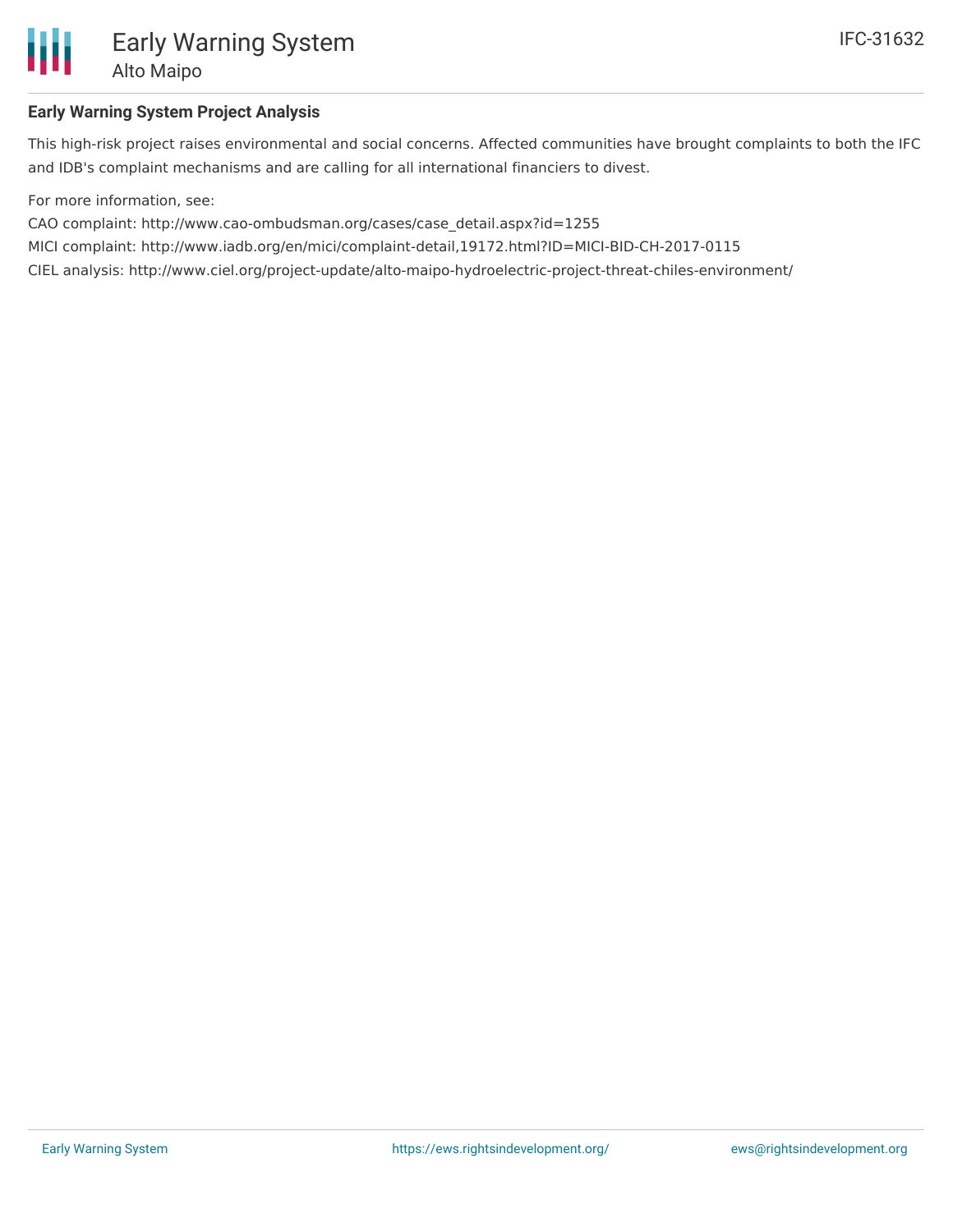## Early Warning System Project Analysis

This high-risk project raises environmental and social concerns. Affected communities have brought complaints to both the IFC and IDB's complaint mechanisms and are calling for all international financiers to divest.

For more information, see:

CAO complaint: http://www.cao-ombudsman.org/cases/case_detail.aspx?id=1255

MICI complaint: http://www.iadb.org/en/mici/complaint-detail,19172.html?ID=MICI-BID-CH-2017-0115

CIEL analysis: http://www.ciel.org/project-update/alto-maipo-hydroelectric-project-threat-chiles-environment/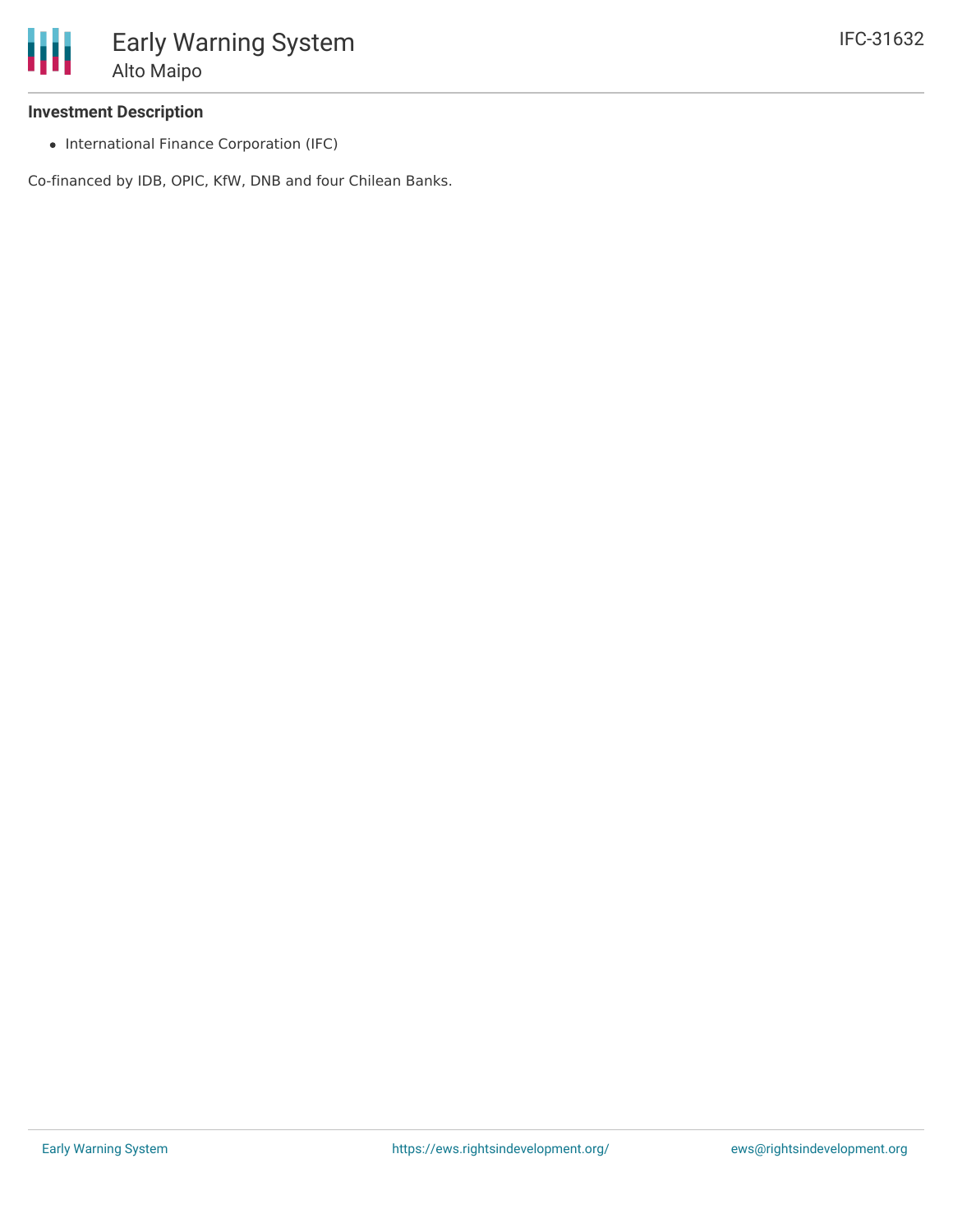### Investment Description

- International Finance Corporation (IFC)

Co-financed by IDB, OPIC, KfW, DNB and four Chilean Banks.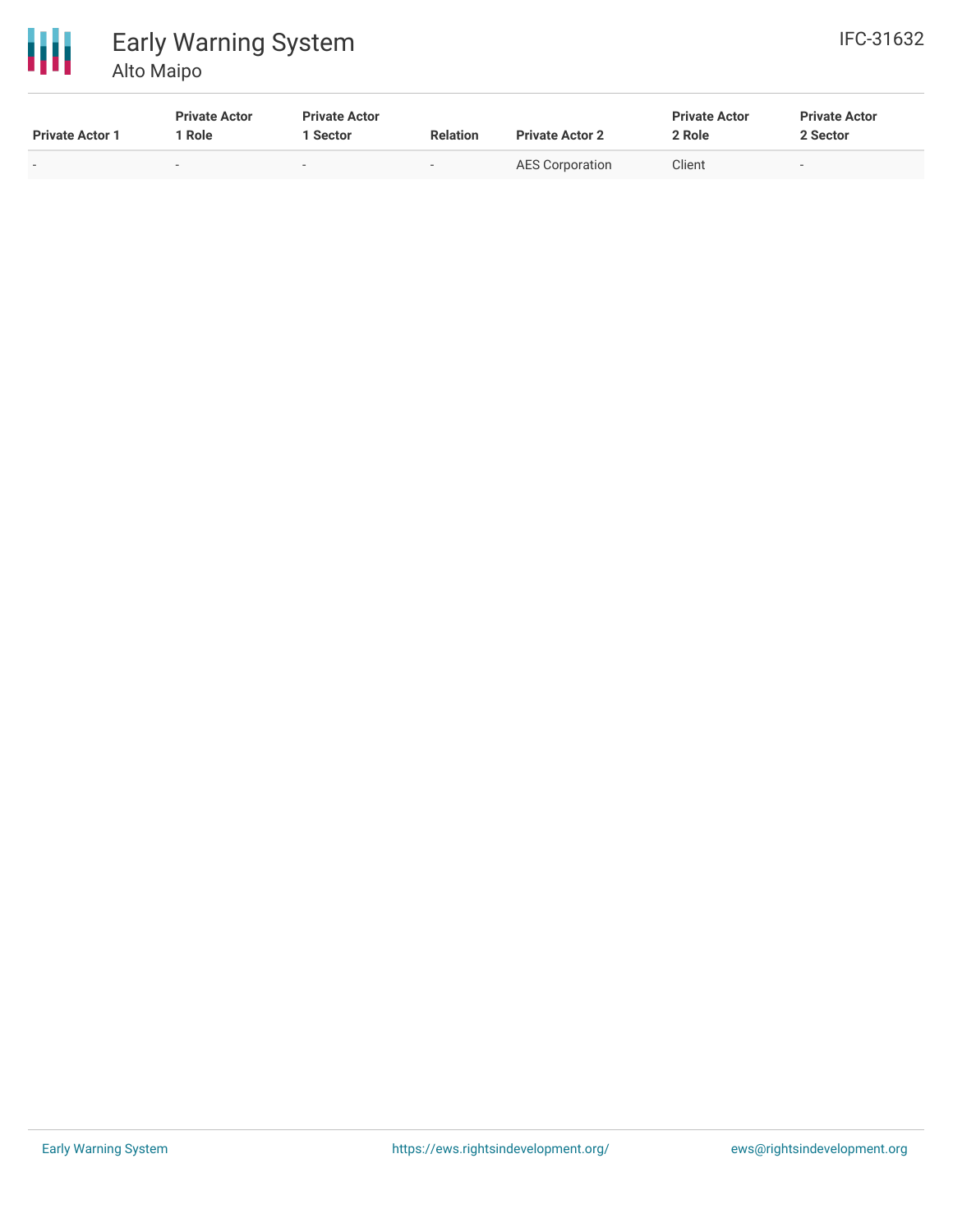| Private Actor 1 | Private Actor 1 Role | Private Actor 1 Sector | Relation | Private Actor 2 | Private Actor 2 Role | Private Actor 2 Sector |
| --- | --- | --- | --- | --- | --- | --- |
| - | - | - | - | AES Corporation | Client | - |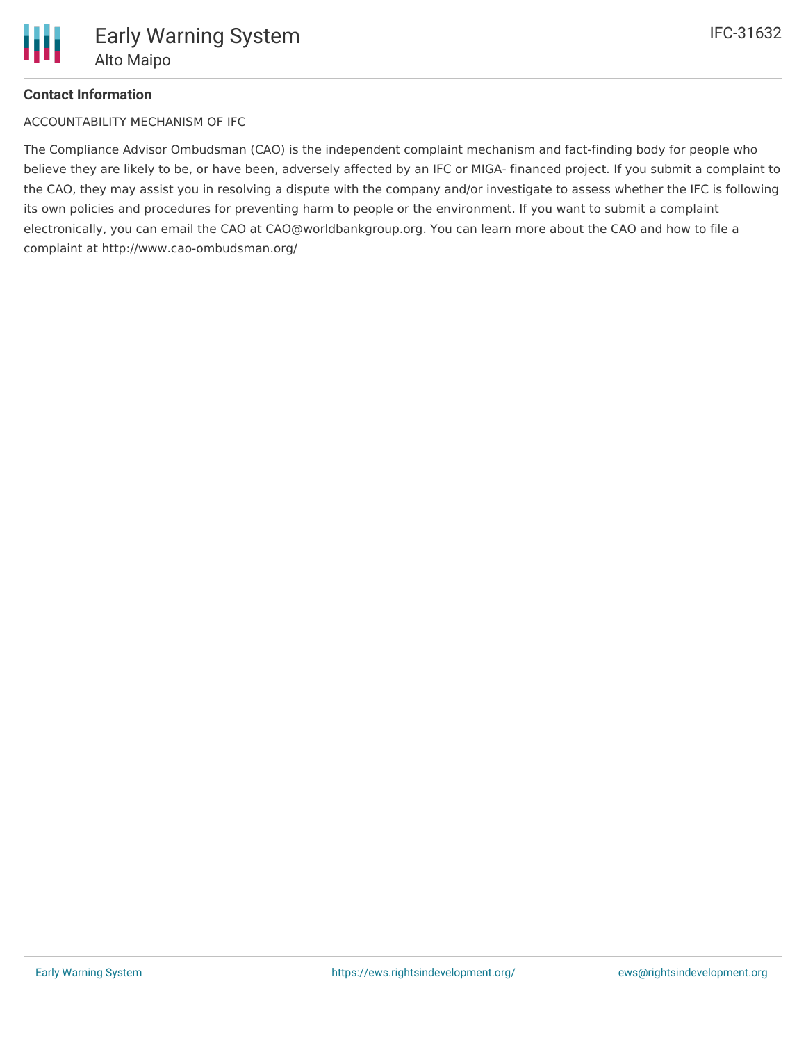**Contact Information**

ACCOUNTABILITY MECHANISM OF IFC

The Compliance Advisor Ombudsman (CAO) is the independent complaint mechanism and fact-finding body for people who believe they are likely to be, or have been, adversely affected by an IFC or MIGA- financed project. If you submit a complaint to the CAO, they may assist you in resolving a dispute with the company and/or investigate to assess whether the IFC is following its own policies and procedures for preventing harm to people or the environment. If you want to submit a complaint electronically, you can email the CAO at CAO@worldbankgroup.org. You can learn more about the CAO and how to file a complaint at http://www.cao-ombudsman.org/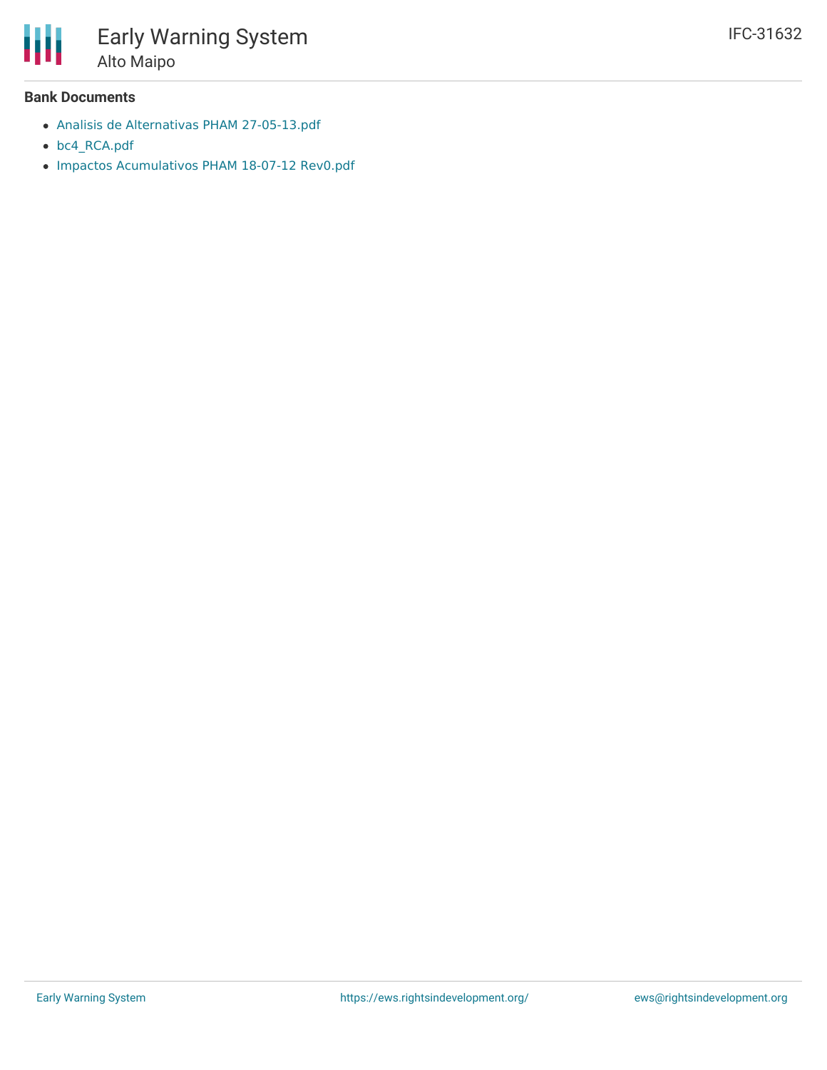**Bank Documents**

- Analisis de Alternativas PHAM 27-05-13.pdf
- bc4_RCA.pdf
- Impactos Acumulativos PHAM 18-07-12 Rev0.pdf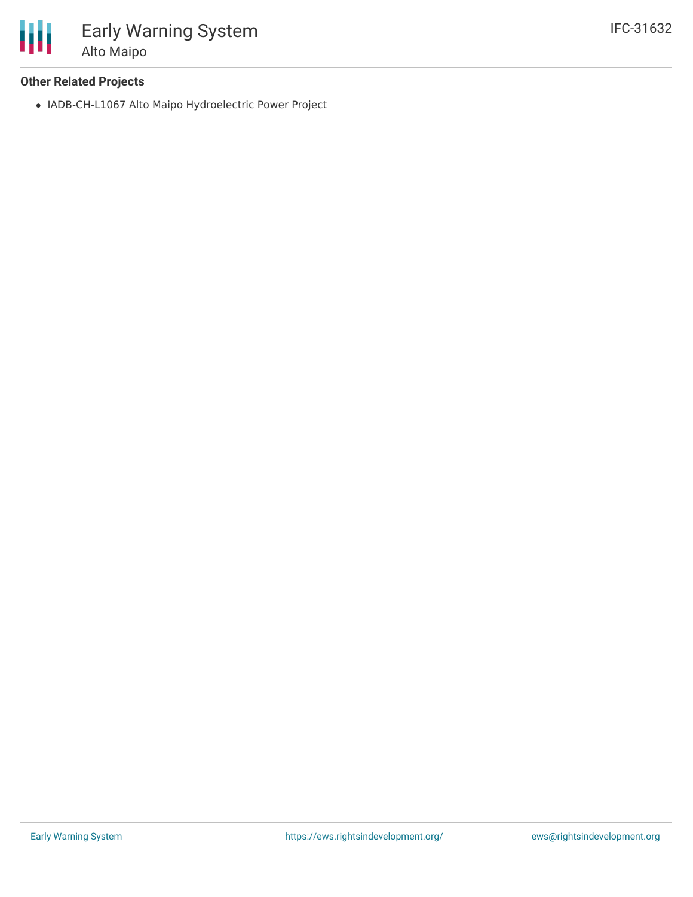**Other Related Projects**

- IADB-CH-L1067 Alto Maipo Hydroelectric Power Project